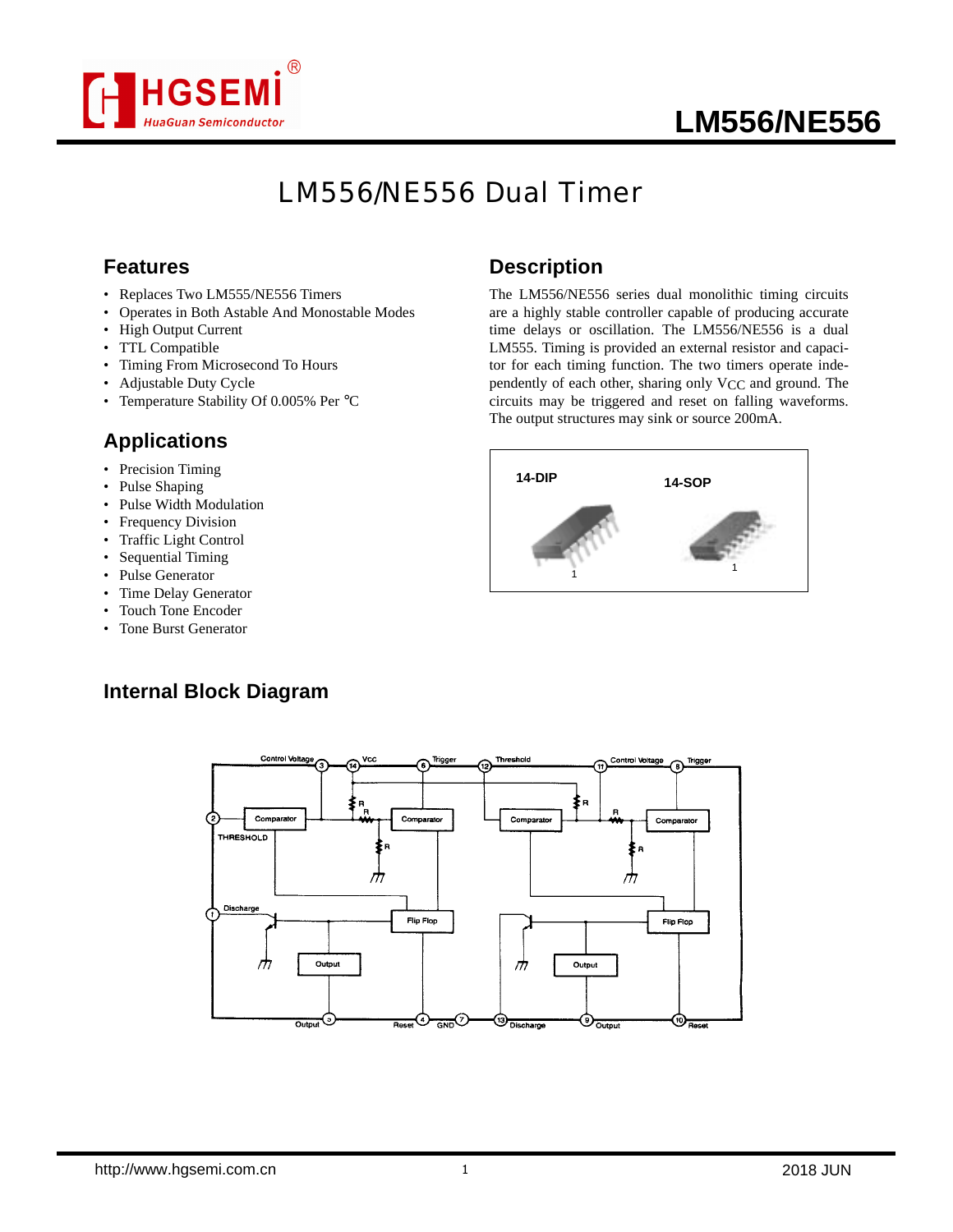# LM556/NE556 Dual Timer

## Features

- Replaces Two LM555/NE556 Timers
- Operates in Both Astable And Monostable Modes
- High Output Current
- TTL Compatible
- Timing From Microsecond To Hours
- Adjustable Duty Cycle
- Temperature Stability Of 0.005% Per °C

## Applications

- Precision Timing
- Pulse Shaping
- Pulse Width Modulation
- Frequency Division
- Traffic Light Control
- Sequential Timing
- Pulse Generator
- Time Delay Generator
- Touch Tone Encoder
- Tone Burst Generator

## Description

The LM556/NE556 series dual monolithic timing circuits are a highly stable controller capable of producing accurate time delays or oscillation. The LM556/NE556 is a dual LM555. Timing is provided an external resistor and capacitor for each timing function. The two timers operate independently of each other, sharing only $V_{CC}$ and ground. The circuits may be triggered and reset on falling waveforms. The output structures may sink or source 200mA.

14-DIP

14-SOP

## Internal Block Diagram

Control Voltage 3, Vcc 14, Trigger 6, Threshold 12, Control Voltage 11, Trigger 8

2 THRESHOLD, 1 Discharge

Comparator, Comparator, Comparator, Comparator

R, R, R, R, R, R

Flip Flop, Flip Flop

Output, Output

Output 5, Reset 4, GND 7, Discharge 13, Output 9, Reset 10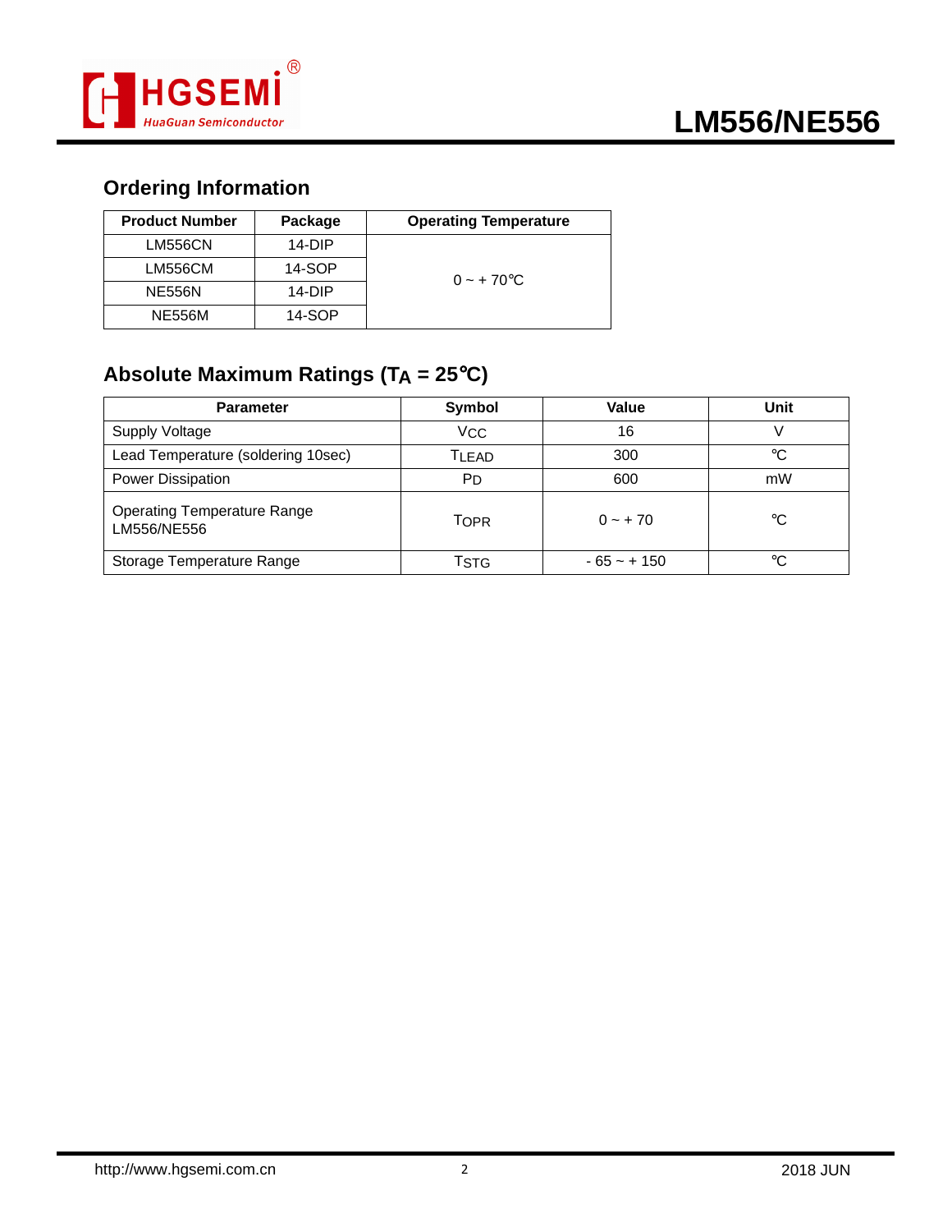## Ordering Information

| Product Number | Package | Operating Temperature |
|---|---|---|
| LM556CN | 14-DIP | 0 ~ + 70℃ |
| LM556CM | 14-SOP | |
| NE556N | 14-DIP | |
| NE556M | 14-SOP | |

## Absolute Maximum Ratings ($T_A$ = 25℃)

| Parameter | Symbol | Value | Unit |
|---|---|---|---|
| Supply Voltage | $V_{CC}$ | 16 | V |
| Lead Temperature (soldering 10sec) | $T_{LEAD}$ | 300 | ℃ |
| Power Dissipation | $P_D$ | 600 | mW |
| Operating Temperature Range LM556/NE556 | $T_{OPR}$ | 0 ~ + 70 | ℃ |
| Storage Temperature Range | $T_{STG}$ | - 65 ~ + 150 | ℃ |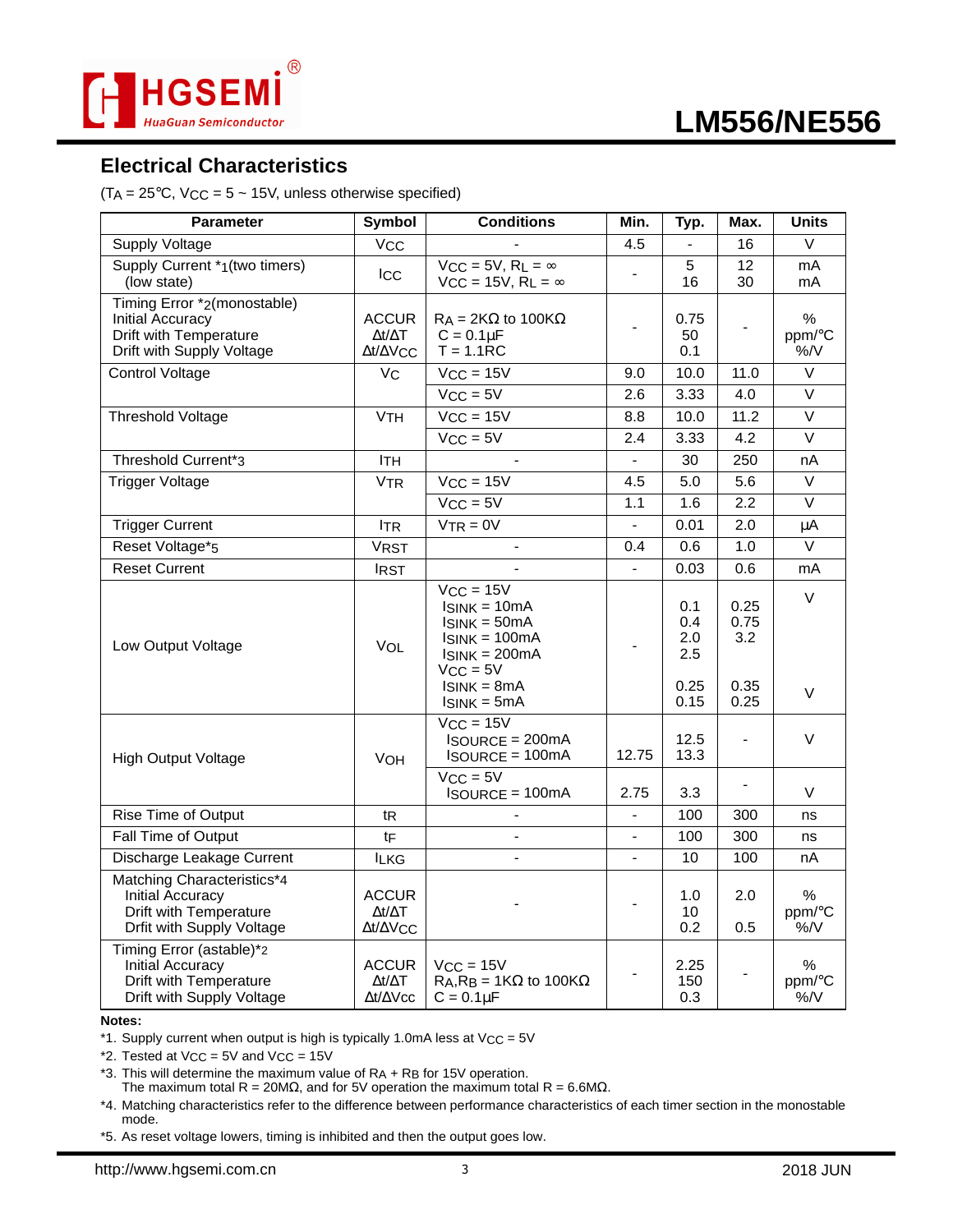## Electrical Characteristics

($T_A$ = 25°C, $V_{CC}$ = 5 ~ 15V, unless otherwise specified)

| Parameter | Symbol | Conditions | Min. | Typ. | Max. | Units |
|---|---|---|---|---|---|---|
| Supply Voltage | $V_{CC}$ | - | 4.5 | - | 16 | V |
| Supply Current *1(two timers) (low state) | $I_{CC}$ | $V_{CC}$ = 5V, $R_L$ = ∞<br>$V_{CC}$ = 15V, $R_L$ = ∞ | - | 5<br>16 | 12<br>30 | mA<br>mA |
| Timing Error *2(monostable)<br>Initial Accuracy<br>Drift with Temperature<br>Drift with Supply Voltage | ACCUR<br>Δt/ΔT<br>Δt/Δ$V_{CC}$ | $R_A$ = 2KΩ to 100KΩ<br>C = 0.1μF<br>T = 1.1RC | - | 0.75<br>50<br>0.1 | - | %<br>ppm/°C<br>%/V |
| Control Voltage | $V_C$ | $V_{CC}$ = 15V | 9.0 | 10.0 | 11.0 | V |
| | | $V_{CC}$ = 5V | 2.6 | 3.33 | 4.0 | V |
| Threshold Voltage | $V_{TH}$ | $V_{CC}$ = 15V | 8.8 | 10.0 | 11.2 | V |
| | | $V_{CC}$ = 5V | 2.4 | 3.33 | 4.2 | V |
| Threshold Current*3 | $I_{TH}$ | - | - | 30 | 250 | nA |
| Trigger Voltage | $V_{TR}$ | $V_{CC}$ = 15V | 4.5 | 5.0 | 5.6 | V |
| | | $V_{CC}$ = 5V | 1.1 | 1.6 | 2.2 | V |
| Trigger Current | $I_{TR}$ | $V_{TR}$ = 0V | - | 0.01 | 2.0 | μA |
| Reset Voltage*5 | $V_{RST}$ | - | 0.4 | 0.6 | 1.0 | V |
| Reset Current | $I_{RST}$ | - | - | 0.03 | 0.6 | mA |
| Low Output Voltage | $V_{OL}$ | $V_{CC}$ = 15V<br>$I_{SINK}$ = 10mA<br>$I_{SINK}$ = 50mA<br>$I_{SINK}$ = 100mA<br>$I_{SINK}$ = 200mA<br>$V_{CC}$ = 5V<br>$I_{SINK}$ = 8mA<br>$I_{SINK}$ = 5mA | - | 0.1<br>0.4<br>2.0<br>2.5<br><br>0.25<br>0.15 | 0.25<br>0.75<br>3.2<br><br><br>0.35<br>0.25 | V<br><br><br><br><br>V |
| High Output Voltage | $V_{OH}$ | $V_{CC}$ = 15V<br>$I_{SOURCE}$ = 200mA<br>$I_{SOURCE}$ = 100mA | 12.75 | 12.5<br>13.3 | - | V |
| | | $V_{CC}$ = 5V<br>$I_{SOURCE}$ = 100mA | 2.75 | 3.3 | - | V |
| Rise Time of Output | $t_R$ | - | - | 100 | 300 | ns |
| Fall Time of Output | $t_F$ | - | - | 100 | 300 | ns |
| Discharge Leakage Current | $I_{LKG}$ | - | - | 10 | 100 | nA |
| Matching Characteristics*4<br>Initial Accuracy<br>Drift with Temperature<br>Drfit with Supply Voltage | ACCUR<br>Δt/ΔT<br>Δt/Δ$V_{CC}$ | - | - | 1.0<br>10<br>0.2 | 2.0<br><br>0.5 | %<br>ppm/°C<br>%/V |
| Timing Error (astable)*2<br>Initial Accuracy<br>Drift with Temperature<br>Drift with Supply Voltage | ACCUR<br>Δt/ΔT<br>Δt/ΔVcc | $V_{CC}$ = 15V<br>$R_A$,$R_B$ = 1KΩ to 100KΩ<br>C = 0.1μF | - | 2.25<br>150<br>0.3 | - | %<br>ppm/°C<br>%/V |

**Notes:**

*1. Supply current when output is high is typically 1.0mA less at $V_{CC}$ = 5V

*2. Tested at $V_{CC}$ = 5V and $V_{CC}$ = 15V

*3. This will determine the maximum value of $R_A$ + $R_B$ for 15V operation.
The maximum total R = 20MΩ, and for 5V operation the maximum total R = 6.6MΩ.

*4. Matching characteristics refer to the difference between performance characteristics of each timer section in the monostable mode.

*5. As reset voltage lowers, timing is inhibited and then the output goes low.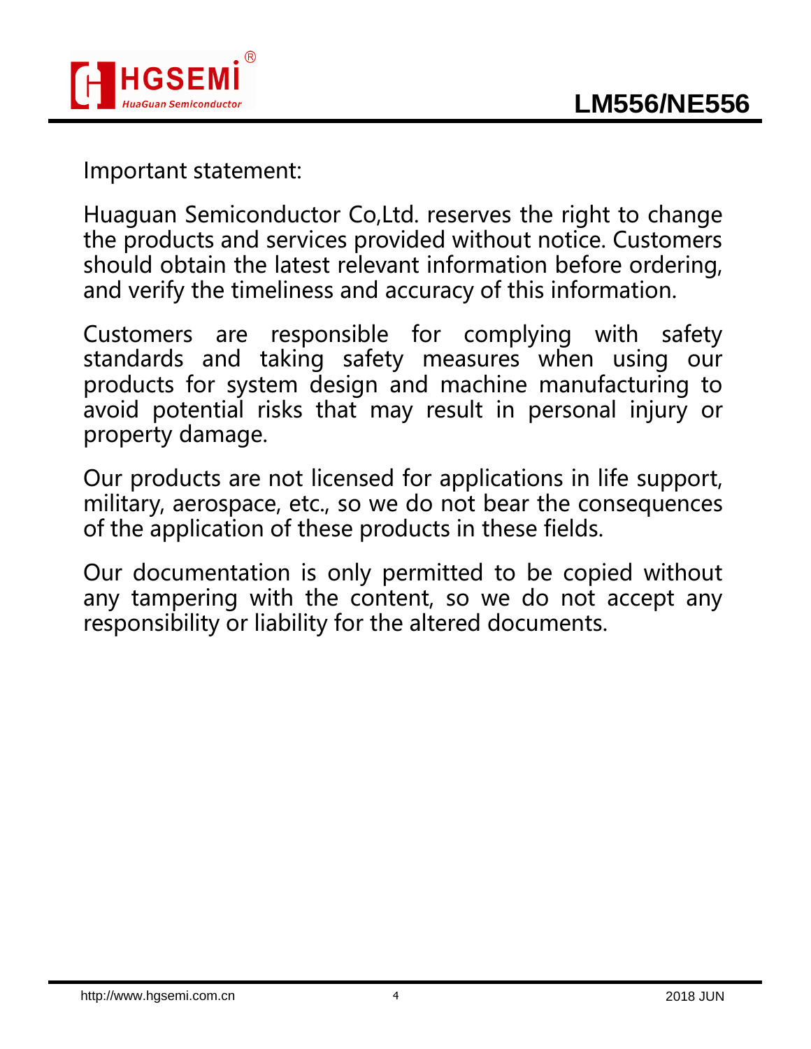Important statement:

Huaguan Semiconductor Co,Ltd. reserves the right to change the products and services provided without notice. Customers should obtain the latest relevant information before ordering, and verify the timeliness and accuracy of this information.

Customers are responsible for complying with safety standards and taking safety measures when using our products for system design and machine manufacturing to avoid potential risks that may result in personal injury or property damage.

Our products are not licensed for applications in life support, military, aerospace, etc., so we do not bear the consequences of the application of these products in these fields.

Our documentation is only permitted to be copied without any tampering with the content, so we do not accept any responsibility or liability for the altered documents.